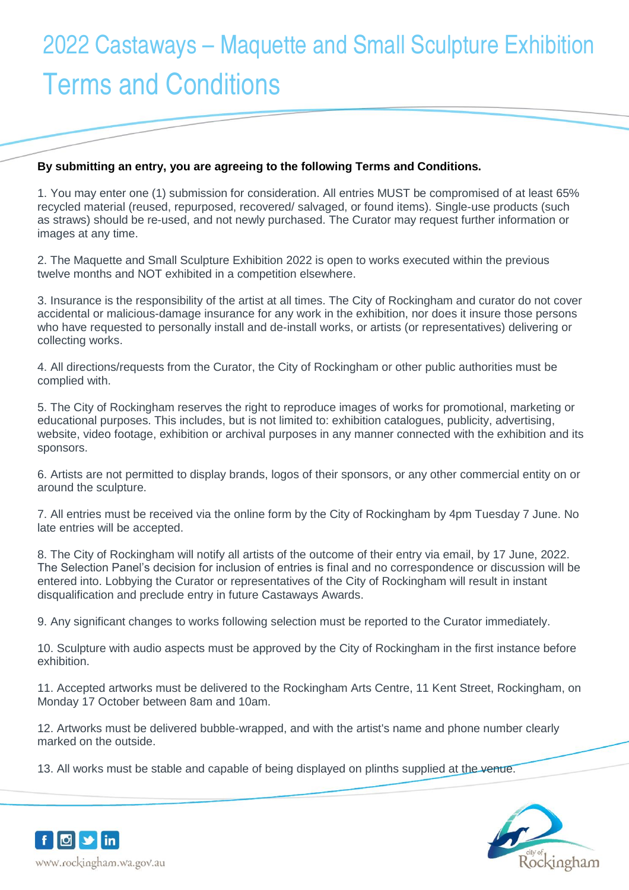# 2022 Castaways – Maquette and Small Sculpture Exhibition Terms and Conditions

**By submitting an entry, you are agreeing to the following Terms and Conditions.**

1. You may enter one (1) submission for consideration. All entries MUST be compromised of at least 65% recycled material (reused, repurposed, recovered/ salvaged, or found items). Single-use products (such as straws) should be re-used, and not newly purchased. The Curator may request further information or images at any time.

2. The Maquette and Small Sculpture Exhibition 2022 is open to works executed within the previous twelve months and NOT exhibited in a competition elsewhere.

3. Insurance is the responsibility of the artist at all times. The City of Rockingham and curator do not cover accidental or malicious-damage insurance for any work in the exhibition, nor does it insure those persons who have requested to personally install and de-install works, or artists (or representatives) delivering or collecting works.

4. All directions/requests from the Curator, the City of Rockingham or other public authorities must be complied with.

5. The City of Rockingham reserves the right to reproduce images of works for promotional, marketing or educational purposes. This includes, but is not limited to: exhibition catalogues, publicity, advertising, website, video footage, exhibition or archival purposes in any manner connected with the exhibition and its sponsors.

6. Artists are not permitted to display brands, logos of their sponsors, or any other commercial entity on or around the sculpture.

7. All entries must be received via the online form by the City of Rockingham by 4pm Tuesday 7 June. No late entries will be accepted.

8. The City of Rockingham will notify all artists of the outcome of their entry via email, by 17 June, 2022. The Selection Panel's decision for inclusion of entries is final and no correspondence or discussion will be entered into. Lobbying the Curator or representatives of the City of Rockingham will result in instant disqualification and preclude entry in future Castaways Awards.

9. Any significant changes to works following selection must be reported to the Curator immediately.

10. Sculpture with audio aspects must be approved by the City of Rockingham in the first instance before exhibition.

11. Accepted artworks must be delivered to the Rockingham Arts Centre, 11 Kent Street, Rockingham, on Monday 17 October between 8am and 10am.

12. Artworks must be delivered bubble-wrapped, and with the artist's name and phone number clearly marked on the outside.

13. All works must be stable and capable of being displayed on plinths supplied at the venue.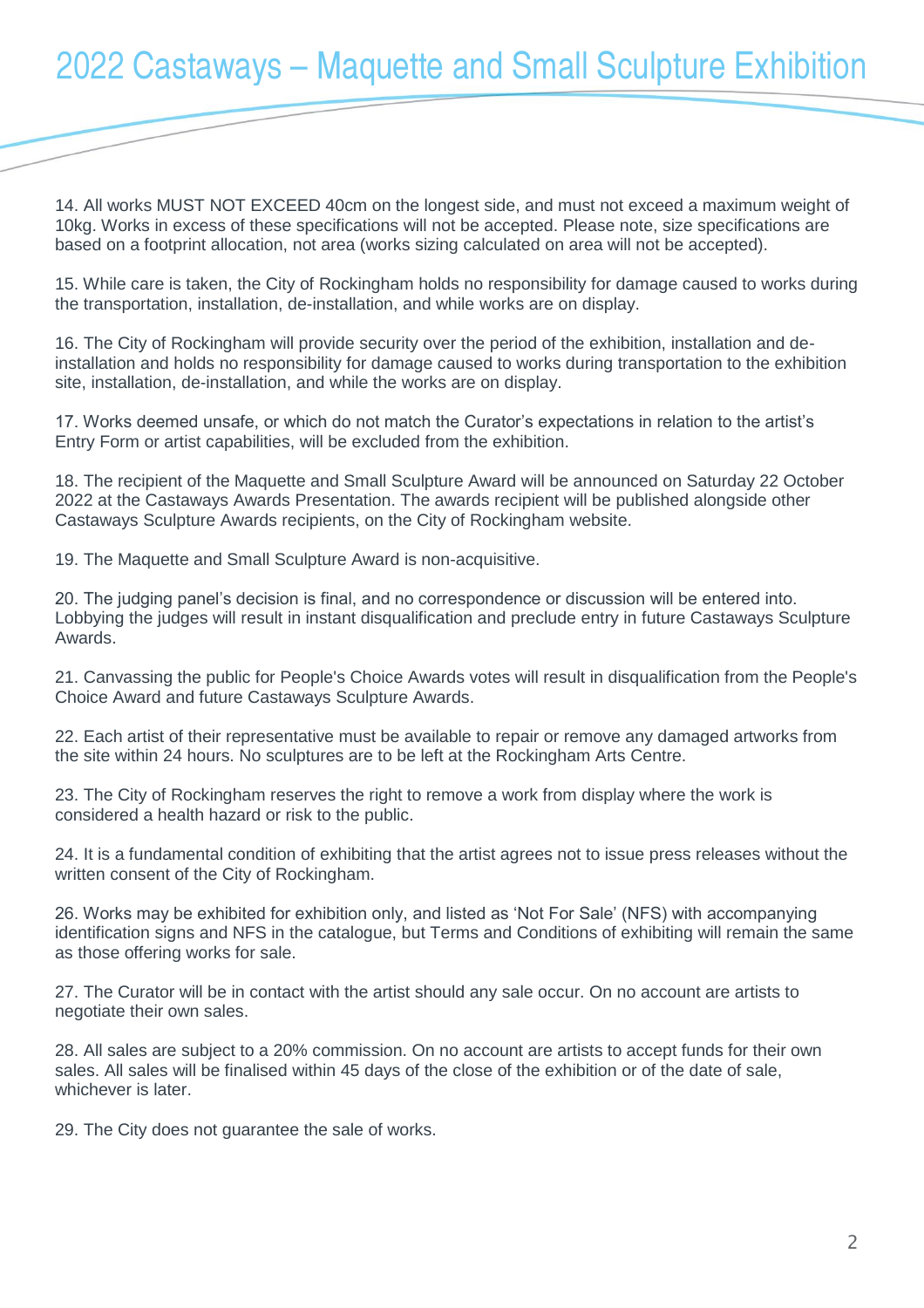# 2022 Castaways – Maquette and Small Sculpture Exhibition

14. All works MUST NOT EXCEED 40cm on the longest side, and must not exceed a maximum weight of 10kg. Works in excess of these specifications will not be accepted. Please note, size specifications are based on a footprint allocation, not area (works sizing calculated on area will not be accepted).

15. While care is taken, the City of Rockingham holds no responsibility for damage caused to works during the transportation, installation, de-installation, and while works are on display.

16. The City of Rockingham will provide security over the period of the exhibition, installation and de-installation and holds no responsibility for damage caused to works during transportation to the exhibition site, installation, de-installation, and while the works are on display.

17. Works deemed unsafe, or which do not match the Curator's expectations in relation to the artist's Entry Form or artist capabilities, will be excluded from the exhibition.

18. The recipient of the Maquette and Small Sculpture Award will be announced on Saturday 22 October 2022 at the Castaways Awards Presentation. The awards recipient will be published alongside other Castaways Sculpture Awards recipients, on the City of Rockingham website.

19. The Maquette and Small Sculpture Award is non-acquisitive.

20. The judging panel's decision is final, and no correspondence or discussion will be entered into. Lobbying the judges will result in instant disqualification and preclude entry in future Castaways Sculpture Awards.

21. Canvassing the public for People's Choice Awards votes will result in disqualification from the People's Choice Award and future Castaways Sculpture Awards.

22. Each artist of their representative must be available to repair or remove any damaged artworks from the site within 24 hours. No sculptures are to be left at the Rockingham Arts Centre.

23. The City of Rockingham reserves the right to remove a work from display where the work is considered a health hazard or risk to the public.

24. It is a fundamental condition of exhibiting that the artist agrees not to issue press releases without the written consent of the City of Rockingham.

26. Works may be exhibited for exhibition only, and listed as 'Not For Sale' (NFS) with accompanying identification signs and NFS in the catalogue, but Terms and Conditions of exhibiting will remain the same as those offering works for sale.

27. The Curator will be in contact with the artist should any sale occur. On no account are artists to negotiate their own sales.

28. All sales are subject to a 20% commission. On no account are artists to accept funds for their own sales. All sales will be finalised within 45 days of the close of the exhibition or of the date of sale, whichever is later.

29. The City does not guarantee the sale of works.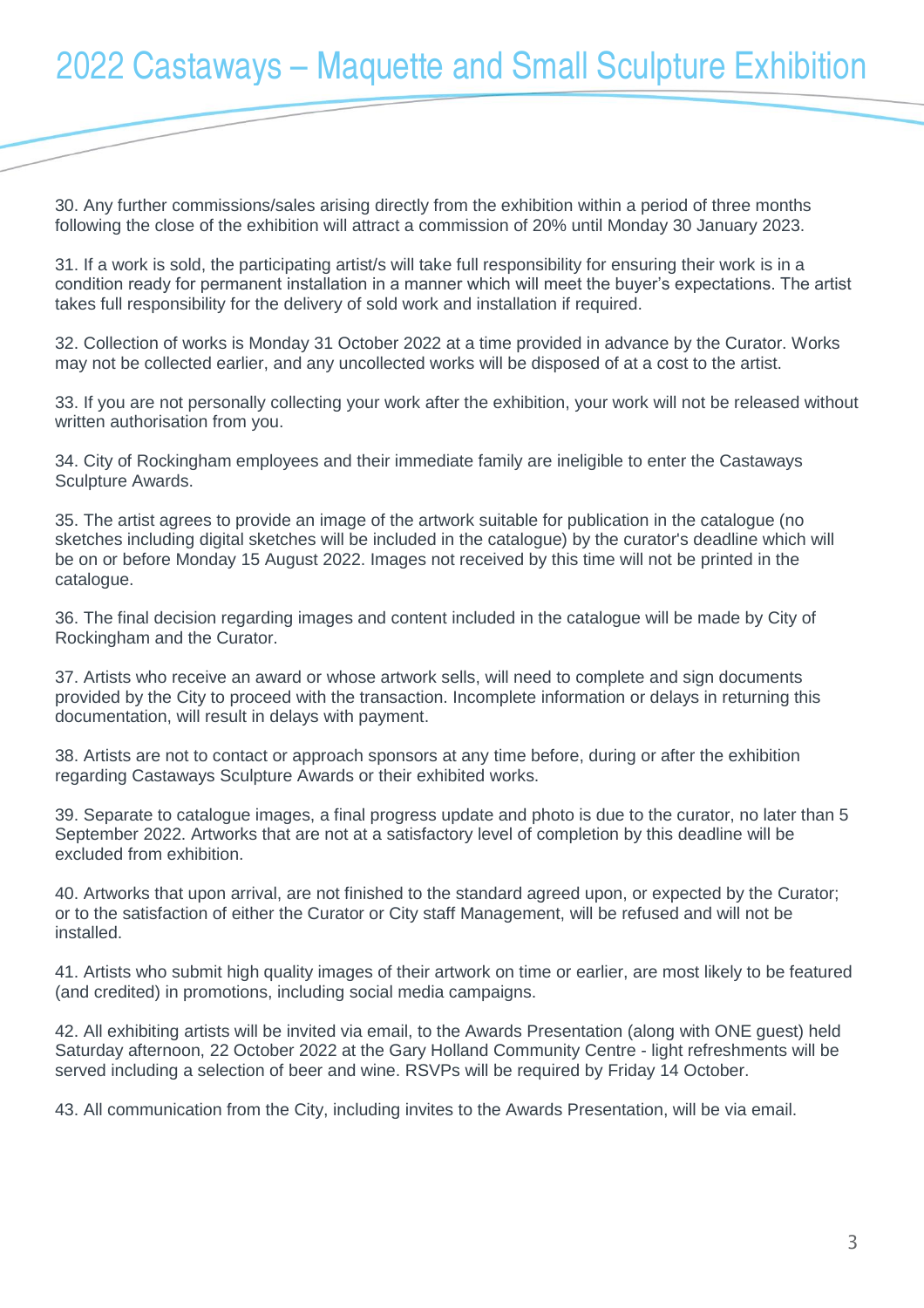30. Any further commissions/sales arising directly from the exhibition within a period of three months following the close of the exhibition will attract a commission of 20% until Monday 30 January 2023.

31. If a work is sold, the participating artist/s will take full responsibility for ensuring their work is in a condition ready for permanent installation in a manner which will meet the buyer's expectations. The artist takes full responsibility for the delivery of sold work and installation if required.

32. Collection of works is Monday 31 October 2022 at a time provided in advance by the Curator. Works may not be collected earlier, and any uncollected works will be disposed of at a cost to the artist.

33. If you are not personally collecting your work after the exhibition, your work will not be released without written authorisation from you.

34. City of Rockingham employees and their immediate family are ineligible to enter the Castaways Sculpture Awards.

35. The artist agrees to provide an image of the artwork suitable for publication in the catalogue (no sketches including digital sketches will be included in the catalogue) by the curator's deadline which will be on or before Monday 15 August 2022. Images not received by this time will not be printed in the catalogue.

36. The final decision regarding images and content included in the catalogue will be made by City of Rockingham and the Curator.

37. Artists who receive an award or whose artwork sells, will need to complete and sign documents provided by the City to proceed with the transaction. Incomplete information or delays in returning this documentation, will result in delays with payment.

38. Artists are not to contact or approach sponsors at any time before, during or after the exhibition regarding Castaways Sculpture Awards or their exhibited works.

39. Separate to catalogue images, a final progress update and photo is due to the curator, no later than 5 September 2022. Artworks that are not at a satisfactory level of completion by this deadline will be excluded from exhibition.

40. Artworks that upon arrival, are not finished to the standard agreed upon, or expected by the Curator; or to the satisfaction of either the Curator or City staff Management, will be refused and will not be installed.

41. Artists who submit high quality images of their artwork on time or earlier, are most likely to be featured (and credited) in promotions, including social media campaigns.

42. All exhibiting artists will be invited via email, to the Awards Presentation (along with ONE guest) held Saturday afternoon, 22 October 2022 at the Gary Holland Community Centre - light refreshments will be served including a selection of beer and wine. RSVPs will be required by Friday 14 October.

43. All communication from the City, including invites to the Awards Presentation, will be via email.